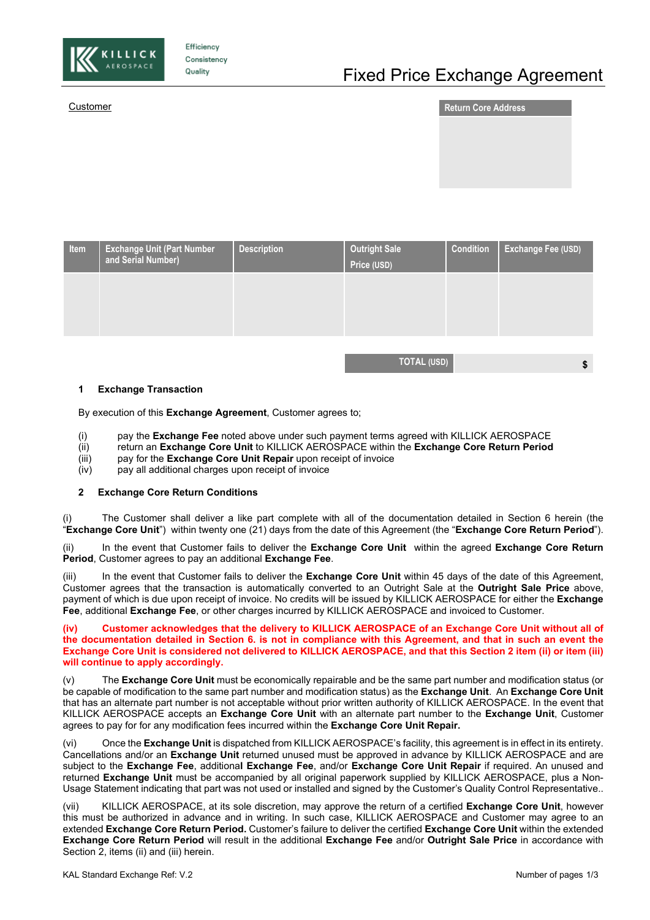KILLICK AEROSPACE

Efficiency
Consistency
Quality

# Fixed Price Exchange Agreement

Customer

| Return Core Address |
| --- |
| |

| Item | Exchange Unit (Part Number and Serial Number) | Description | Outright Sale Price (USD) | Condition | Exchange Fee (USD) |
| --- | --- | --- | --- | --- | --- |
| | | | | | |

| TOTAL (USD) | $ |
| --- | --- |

## 1 Exchange Transaction

By execution of this **Exchange Agreement**, Customer agrees to;

(i) pay the **Exchange Fee** noted above under such payment terms agreed with KILLICK AEROSPACE
(ii) return an **Exchange Core Unit** to KILLICK AEROSPACE within the **Exchange Core Return Period**
(iii) pay for the **Exchange Core Unit Repair** upon receipt of invoice
(iv) pay all additional charges upon receipt of invoice

## 2 Exchange Core Return Conditions

(i) The Customer shall deliver a like part complete with all of the documentation detailed in Section 6 herein (the "**Exchange Core Unit**") within twenty one (21) days from the date of this Agreement (the "**Exchange Core Return Period**").

(ii) In the event that Customer fails to deliver the **Exchange Core Unit** within the agreed **Exchange Core Return Period**, Customer agrees to pay an additional **Exchange Fee**.

(iii) In the event that Customer fails to deliver the **Exchange Core Unit** within 45 days of the date of this Agreement, Customer agrees that the transaction is automatically converted to an Outright Sale at the **Outright Sale Price** above, payment of which is due upon receipt of invoice. No credits will be issued by KILLICK AEROSPACE for either the **Exchange Fee**, additional **Exchange Fee**, or other charges incurred by KILLICK AEROSPACE and invoiced to Customer.

**(iv) Customer acknowledges that the delivery to KILLICK AEROSPACE of an Exchange Core Unit without all of the documentation detailed in Section 6. is not in compliance with this Agreement, and that in such an event the Exchange Core Unit is considered not delivered to KILLICK AEROSPACE, and that this Section 2 item (ii) or item (iii) will continue to apply accordingly.**

(v) The **Exchange Core Unit** must be economically repairable and be the same part number and modification status (or be capable of modification to the same part number and modification status) as the **Exchange Unit**. An **Exchange Core Unit** that has an alternate part number is not acceptable without prior written authority of KILLICK AEROSPACE. In the event that KILLICK AEROSPACE accepts an **Exchange Core Unit** with an alternate part number to the **Exchange Unit**, Customer agrees to pay for for any modification fees incurred within the **Exchange Core Unit Repair.**

(vi) Once the **Exchange Unit** is dispatched from KILLICK AEROSPACE's facility, this agreement is in effect in its entirety. Cancellations and/or an **Exchange Unit** returned unused must be approved in advance by KILLICK AEROSPACE and are subject to the **Exchange Fee**, additional **Exchange Fee**, and/or **Exchange Core Unit Repair** if required. An unused and returned **Exchange Unit** must be accompanied by all original paperwork supplied by KILLICK AEROSPACE, plus a Non-Usage Statement indicating that part was not used or installed and signed by the Customer's Quality Control Representative..

(vii) KILLICK AEROSPACE, at its sole discretion, may approve the return of a certified **Exchange Core Unit**, however this must be authorized in advance and in writing. In such case, KILLICK AEROSPACE and Customer may agree to an extended **Exchange Core Return Period.** Customer's failure to deliver the certified **Exchange Core Unit** within the extended **Exchange Core Return Period** will result in the additional **Exchange Fee** and/or **Outright Sale Price** in accordance with Section 2, items (ii) and (iii) herein.

KAL Standard Exchange Ref: V.2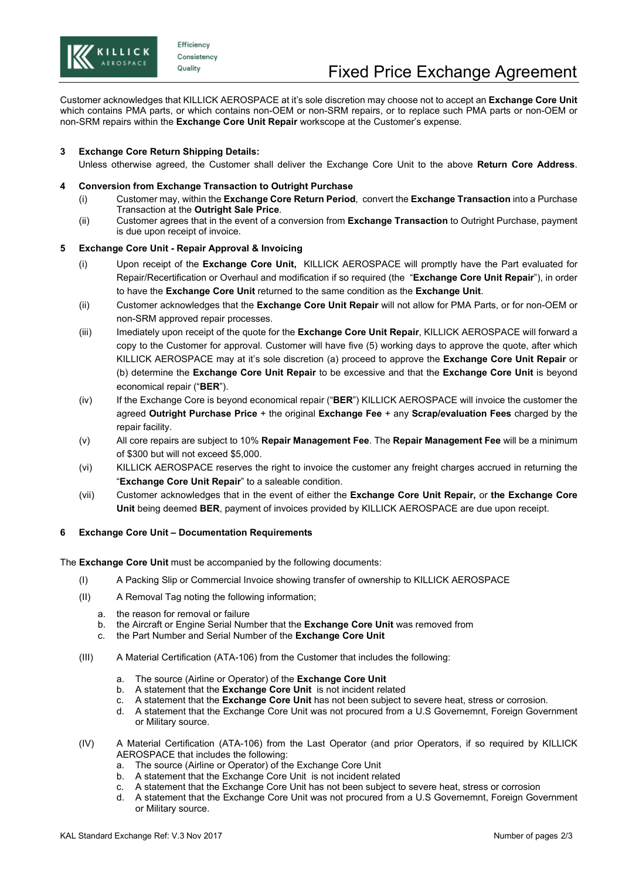Customer acknowledges that KILLICK AEROSPACE at it's sole discretion may choose not to accept an **Exchange Core Unit** which contains PMA parts, or which contains non-OEM or non-SRM repairs, or to replace such PMA parts or non-OEM or non-SRM repairs within the **Exchange Core Unit Repair** workscope at the Customer's expense.

**3 Exchange Core Return Shipping Details:**

Unless otherwise agreed, the Customer shall deliver the Exchange Core Unit to the above **Return Core Address**.

**4 Conversion from Exchange Transaction to Outright Purchase**

(i) Customer may, within the **Exchange Core Return Period**, convert the **Exchange Transaction** into a Purchase Transaction at the **Outright Sale Price**.

(ii) Customer agrees that in the event of a conversion from **Exchange Transaction** to Outright Purchase, payment is due upon receipt of invoice.

**5 Exchange Core Unit - Repair Approval & Invoicing**

(i) Upon receipt of the **Exchange Core Unit,** KILLICK AEROSPACE will promptly have the Part evaluated for Repair/Recertification or Overhaul and modification if so required (the "**Exchange Core Unit Repair**"), in order to have the **Exchange Core Unit** returned to the same condition as the **Exchange Unit**.

(ii) Customer acknowledges that the **Exchange Core Unit Repair** will not allow for PMA Parts, or for non-OEM or non-SRM approved repair processes.

(iii) Imediately upon receipt of the quote for the **Exchange Core Unit Repair**, KILLICK AEROSPACE will forward a copy to the Customer for approval. Customer will have five (5) working days to approve the quote, after which KILLICK AEROSPACE may at it's sole discretion (a) proceed to approve the **Exchange Core Unit Repair** or (b) determine the **Exchange Core Unit Repair** to be excessive and that the **Exchange Core Unit** is beyond economical repair ("**BER**").

(iv) If the Exchange Core is beyond economical repair ("**BER**") KILLICK AEROSPACE will invoice the customer the agreed **Outright Purchase Price** + the original **Exchange Fee** + any **Scrap/evaluation Fees** charged by the repair facility.

(v) All core repairs are subject to 10% **Repair Management Fee**. The **Repair Management Fee** will be a minimum of $300 but will not exceed $5,000.

(vi) KILLICK AEROSPACE reserves the right to invoice the customer any freight charges accrued in returning the "**Exchange Core Unit Repair**" to a saleable condition.

(vii) Customer acknowledges that in the event of either the **Exchange Core Unit Repair,** or **the Exchange Core Unit** being deemed **BER**, payment of invoices provided by KILLICK AEROSPACE are due upon receipt.

**6 Exchange Core Unit – Documentation Requirements**

The **Exchange Core Unit** must be accompanied by the following documents:

(I) A Packing Slip or Commercial Invoice showing transfer of ownership to KILLICK AEROSPACE

(II) A Removal Tag noting the following information;

a. the reason for removal or failure
b. the Aircraft or Engine Serial Number that the **Exchange Core Unit** was removed from
c. the Part Number and Serial Number of the **Exchange Core Unit**

(III) A Material Certification (ATA-106) from the Customer that includes the following:

a. The source (Airline or Operator) of the **Exchange Core Unit**
b. A statement that the **Exchange Core Unit** is not incident related
c. A statement that the **Exchange Core Unit** has not been subject to severe heat, stress or corrosion.
d. A statement that the Exchange Core Unit was not procured from a U.S Governemnt, Foreign Government or Military source.

(IV) A Material Certification (ATA-106) from the Last Operator (and prior Operators, if so required by KILLICK AEROSPACE that includes the following:

a. The source (Airline or Operator) of the Exchange Core Unit
b. A statement that the Exchange Core Unit is not incident related
c. A statement that the Exchange Core Unit has not been subject to severe heat, stress or corrosion
d. A statement that the Exchange Core Unit was not procured from a U.S Governemnt, Foreign Government or Military source.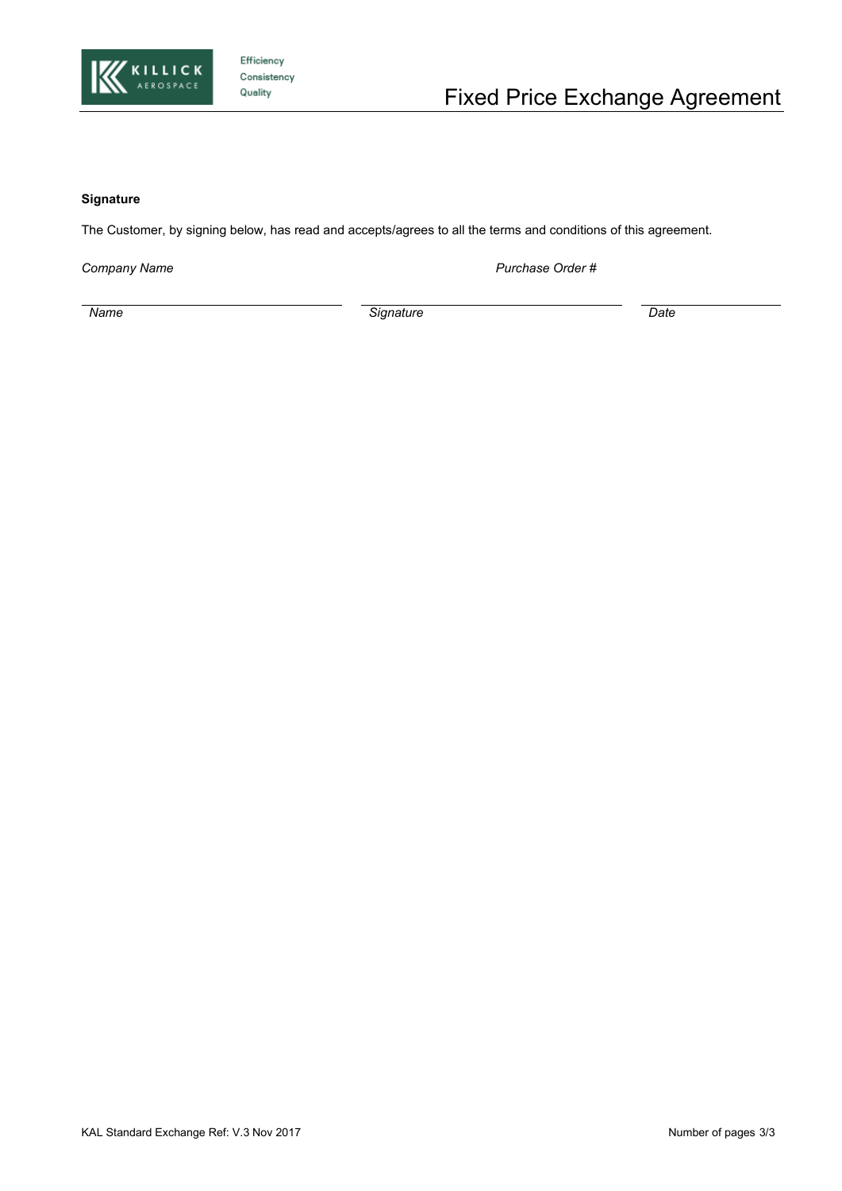**Signature**

The Customer, by signing below, has read and accepts/agrees to all the terms and conditions of this agreement.

| | |
|---|---|
| *Company Name* | *Purchase Order #* |

| | | |
|---|---|---|
| *Name* | *Signature* | *Date* |